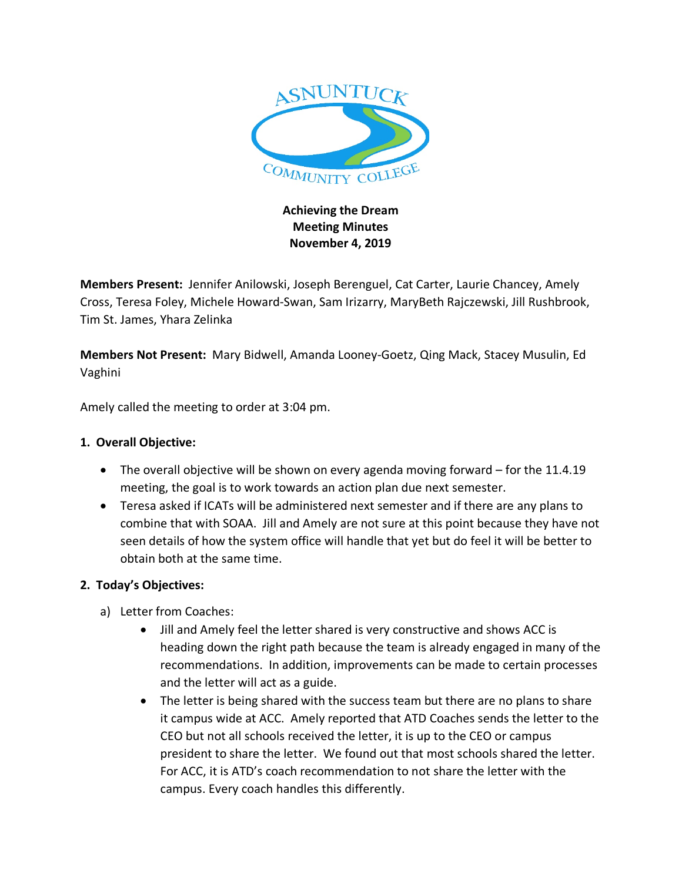**Achieving the Dream**
**Meeting Minutes**
**November 4, 2019**

**Members Present:** Jennifer Anilowski, Joseph Berenguel, Cat Carter, Laurie Chancey, Amely Cross, Teresa Foley, Michele Howard-Swan, Sam Irizarry, MaryBeth Rajczewski, Jill Rushbrook, Tim St. James, Yhara Zelinka

**Members Not Present:** Mary Bidwell, Amanda Looney-Goetz, Qing Mack, Stacey Musulin, Ed Vaghini

Amely called the meeting to order at 3:04 pm.

1. **Overall Objective:**
   - The overall objective will be shown on every agenda moving forward – for the 11.4.19 meeting, the goal is to work towards an action plan due next semester.
   - Teresa asked if ICATs will be administered next semester and if there are any plans to combine that with SOAA. Jill and Amely are not sure at this point because they have not seen details of how the system office will handle that yet but do feel it will be better to obtain both at the same time.

2. **Today's Objectives:**
   a) Letter from Coaches:
      - Jill and Amely feel the letter shared is very constructive and shows ACC is heading down the right path because the team is already engaged in many of the recommendations. In addition, improvements can be made to certain processes and the letter will act as a guide.
      - The letter is being shared with the success team but there are no plans to share it campus wide at ACC. Amely reported that ATD Coaches sends the letter to the CEO but not all schools received the letter, it is up to the CEO or campus president to share the letter. We found out that most schools shared the letter. For ACC, it is ATD's coach recommendation to not share the letter with the campus. Every coach handles this differently.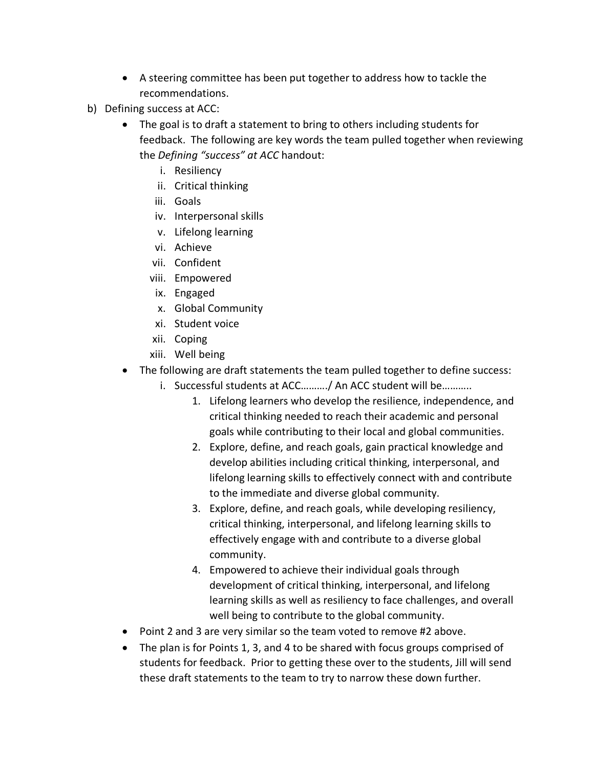- A steering committee has been put together to address how to tackle the recommendations.

b) Defining success at ACC:

- The goal is to draft a statement to bring to others including students for feedback. The following are key words the team pulled together when reviewing the *Defining "success" at ACC* handout:
    i. Resiliency
    ii. Critical thinking
    iii. Goals
    iv. Interpersonal skills
    v. Lifelong learning
    vi. Achieve
    vii. Confident
    viii. Empowered
    ix. Engaged
    x. Global Community
    xi. Student voice
    xii. Coping
    xiii. Well being
- The following are draft statements the team pulled together to define success:
    i. Successful students at ACC………/ An ACC student will be………..
        1. Lifelong learners who develop the resilience, independence, and critical thinking needed to reach their academic and personal goals while contributing to their local and global communities.
        2. Explore, define, and reach goals, gain practical knowledge and develop abilities including critical thinking, interpersonal, and lifelong learning skills to effectively connect with and contribute to the immediate and diverse global community.
        3. Explore, define, and reach goals, while developing resiliency, critical thinking, interpersonal, and lifelong learning skills to effectively engage with and contribute to a diverse global community.
        4. Empowered to achieve their individual goals through development of critical thinking, interpersonal, and lifelong learning skills as well as resiliency to face challenges, and overall well being to contribute to the global community.
- Point 2 and 3 are very similar so the team voted to remove #2 above.
- The plan is for Points 1, 3, and 4 to be shared with focus groups comprised of students for feedback. Prior to getting these over to the students, Jill will send these draft statements to the team to try to narrow these down further.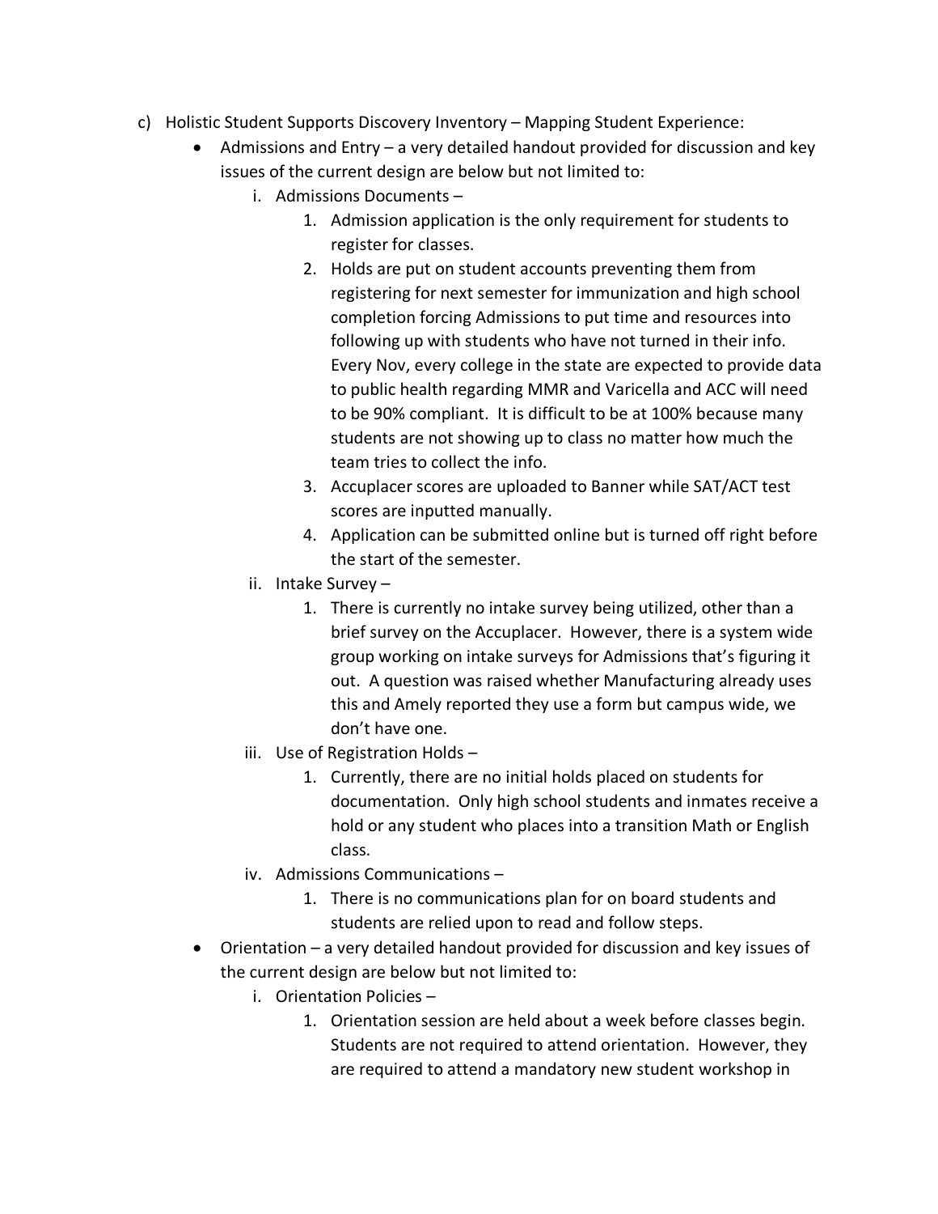c) Holistic Student Supports Discovery Inventory – Mapping Student Experience:

- Admissions and Entry – a very detailed handout provided for discussion and key issues of the current design are below but not limited to:
   - i. Admissions Documents –
      1. Admission application is the only requirement for students to register for classes.
      2. Holds are put on student accounts preventing them from registering for next semester for immunization and high school completion forcing Admissions to put time and resources into following up with students who have not turned in their info. Every Nov, every college in the state are expected to provide data to public health regarding MMR and Varicella and ACC will need to be 90% compliant. It is difficult to be at 100% because many students are not showing up to class no matter how much the team tries to collect the info.
      3. Accuplacer scores are uploaded to Banner while SAT/ACT test scores are inputted manually.
      4. Application can be submitted online but is turned off right before the start of the semester.
   - ii. Intake Survey –
      1. There is currently no intake survey being utilized, other than a brief survey on the Accuplacer. However, there is a system wide group working on intake surveys for Admissions that's figuring it out. A question was raised whether Manufacturing already uses this and Amely reported they use a form but campus wide, we don't have one.
   - iii. Use of Registration Holds –
      1. Currently, there are no initial holds placed on students for documentation. Only high school students and inmates receive a hold or any student who places into a transition Math or English class.
   - iv. Admissions Communications –
      1. There is no communications plan for on board students and students are relied upon to read and follow steps.
- Orientation – a very detailed handout provided for discussion and key issues of the current design are below but not limited to:
   - i. Orientation Policies –
      1. Orientation session are held about a week before classes begin. Students are not required to attend orientation. However, they are required to attend a mandatory new student workshop in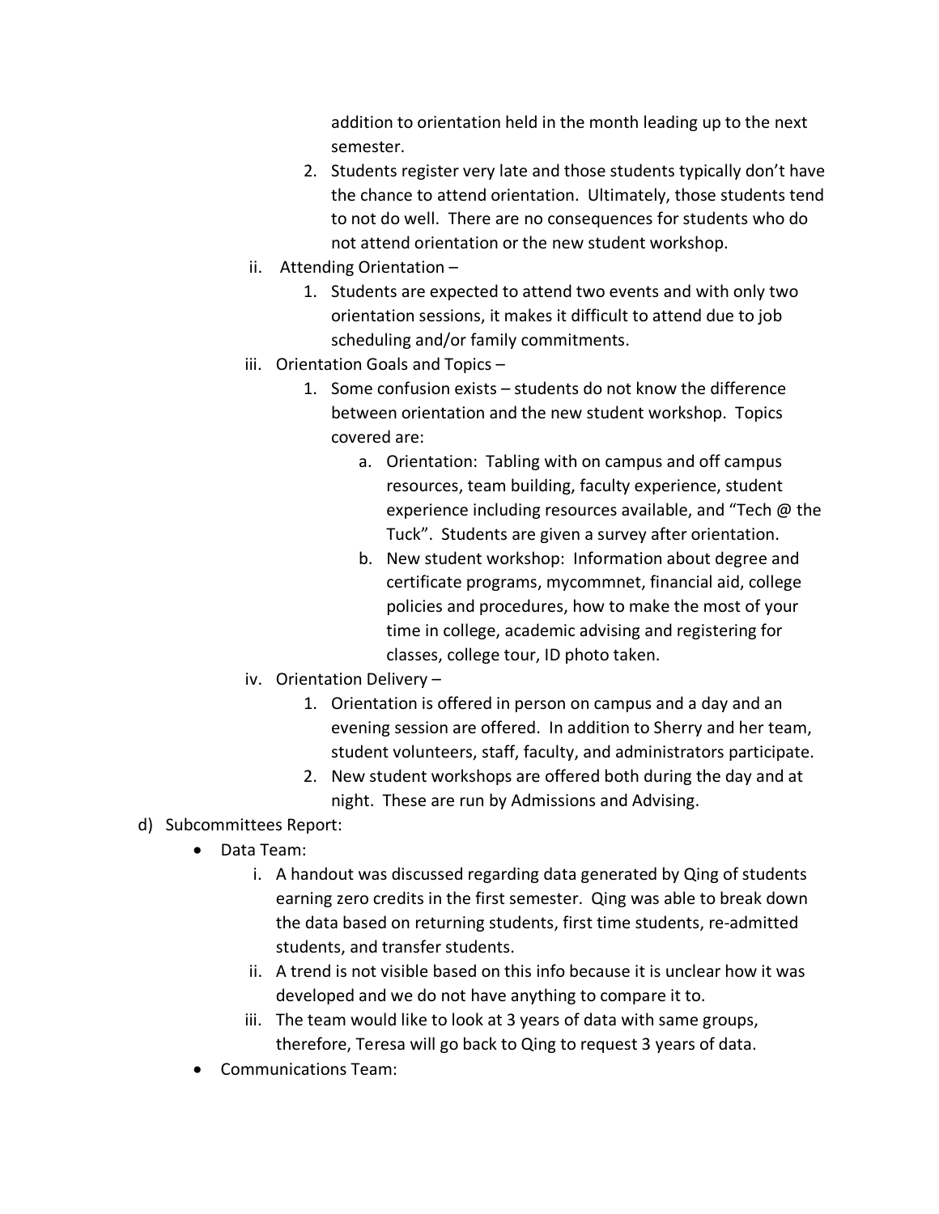addition to orientation held in the month leading up to the next semester.

2. Students register very late and those students typically don't have the chance to attend orientation. Ultimately, those students tend to not do well. There are no consequences for students who do not attend orientation or the new student workshop.

ii. Attending Orientation –

1. Students are expected to attend two events and with only two orientation sessions, it makes it difficult to attend due to job scheduling and/or family commitments.

iii. Orientation Goals and Topics –

1. Some confusion exists – students do not know the difference between orientation and the new student workshop. Topics covered are:
    a. Orientation: Tabling with on campus and off campus resources, team building, faculty experience, student experience including resources available, and "Tech @ the Tuck". Students are given a survey after orientation.
    b. New student workshop: Information about degree and certificate programs, mycommnet, financial aid, college policies and procedures, how to make the most of your time in college, academic advising and registering for classes, college tour, ID photo taken.

iv. Orientation Delivery –

1. Orientation is offered in person on campus and a day and an evening session are offered. In addition to Sherry and her team, student volunteers, staff, faculty, and administrators participate.
2. New student workshops are offered both during the day and at night. These are run by Admissions and Advising.

d) Subcommittees Report:

- Data Team:
    i. A handout was discussed regarding data generated by Qing of students earning zero credits in the first semester. Qing was able to break down the data based on returning students, first time students, re-admitted students, and transfer students.
    ii. A trend is not visible based on this info because it is unclear how it was developed and we do not have anything to compare it to.
    iii. The team would like to look at 3 years of data with same groups, therefore, Teresa will go back to Qing to request 3 years of data.
- Communications Team: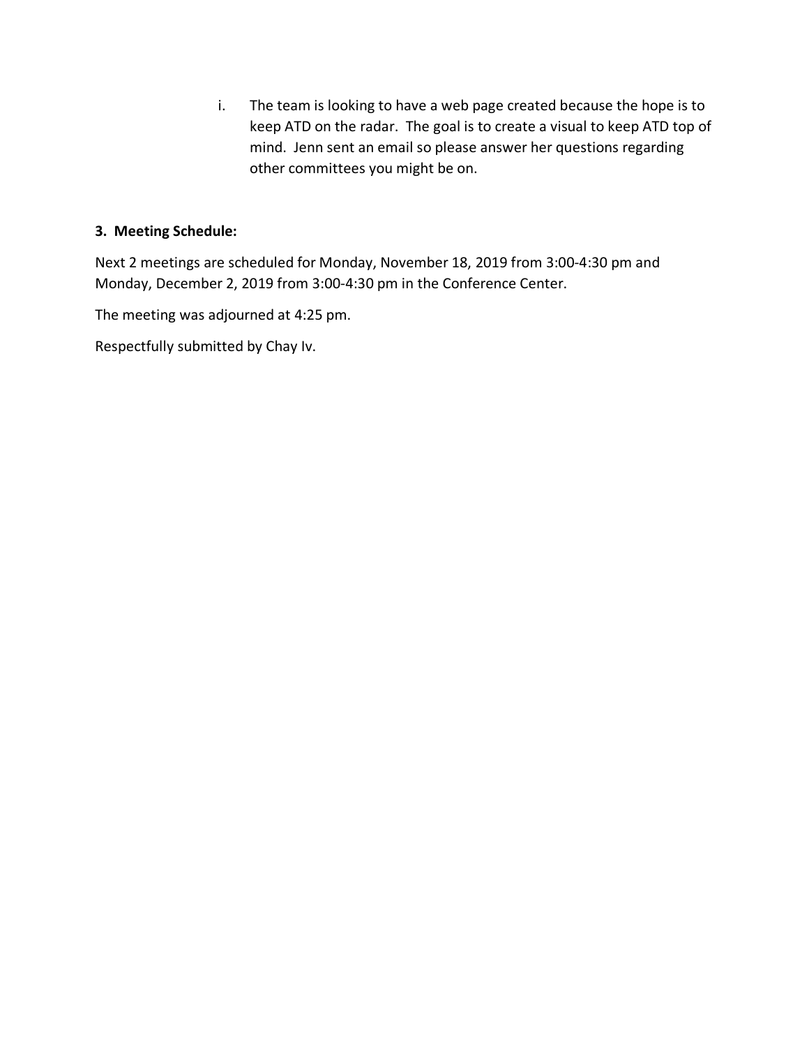i. The team is looking to have a web page created because the hope is to keep ATD on the radar. The goal is to create a visual to keep ATD top of mind. Jenn sent an email so please answer her questions regarding other committees you might be on.

**3. Meeting Schedule:**

Next 2 meetings are scheduled for Monday, November 18, 2019 from 3:00-4:30 pm and Monday, December 2, 2019 from 3:00-4:30 pm in the Conference Center.

The meeting was adjourned at 4:25 pm.

Respectfully submitted by Chay Iv.